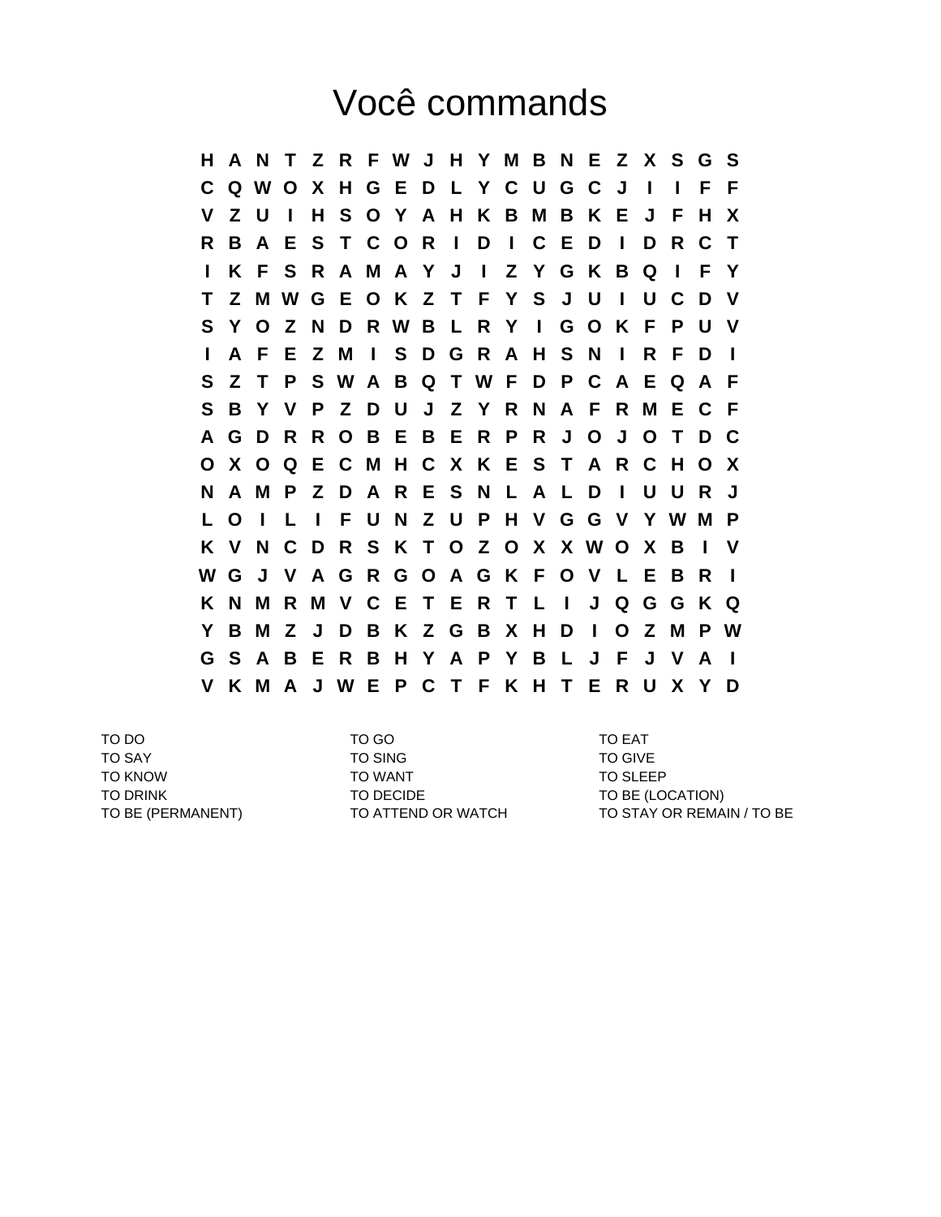# Você commands

```
H A N T Z R F W J H Y M B N E Z X S G S
C Q W O X H G E D L Y C U G C J I I F F
V Z U I H S O Y A H K B M B K E J F H X
R B A E S T C O R I D I C E D I D R C T
I K F S R A M A Y J I Z Y G K B Q I F Y
T Z M W G E O K Z T F Y S J U I U C D V
S Y O Z N D R W B L R Y I G O K F P U V
I A F E Z M I S D G R A H S N I R F D I
S Z T P S W A B Q T W F D P C A E Q A F
S B Y V P Z D U J Z Y R N A F R M E C F
A G D R R O B E B E R P R J O J O T D C
O X O Q E C M H C X K E S T A R C H O X
N A M P Z D A R E S N L A L D I U U R J
L O I L I F U N Z U P H V G G V Y W M P
K V N C D R S K T O Z O X X W O X B I V
W G J V A G R G O A G K F O V L E B R I
K N M R M V C E T E R T L I J Q G G K Q
Y B M Z J D B K Z G B X H D I O Z M P W
G S A B E R B H Y A P Y B L J F J V A I
V K M A J W E P C T F K H T E R U X Y D
```

| | | |
|---|---|---|
| TO DO | TO GO | TO EAT |
| TO SAY | TO SING | TO GIVE |
| TO KNOW | TO WANT | TO SLEEP |
| TO DRINK | TO DECIDE | TO BE (LOCATION) |
| TO BE (PERMANENT) | TO ATTEND OR WATCH | TO STAY OR REMAIN / TO BE |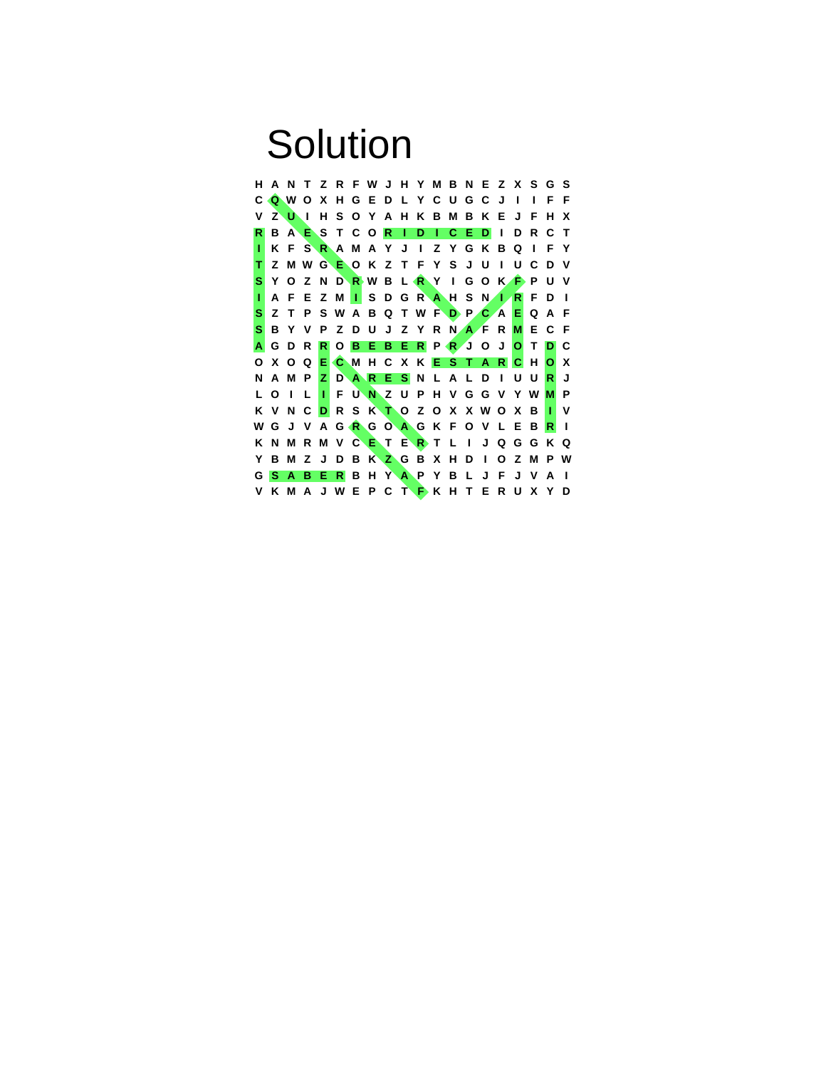# Solution

```
H A N T Z R F W J H Y M B N E Z X S G S
C Q W O X H G E D L Y C U G C J I I F F
V Z U I H S O Y A H K B M B K E J F H X
R B A E S T C O R I D I C E D I D R C T
I K F S R A M A Y J I Z Y G K B Q I F Y
T Z M W G E O K Z T F Y S J U I U C D V
S Y O Z N D R W B L R Y I G O K F P U V
I A F E Z M I S D G R A H S N I R F D I
S Z T P S W A B Q T W F D P C A E Q A F
S B Y V P Z D U J Z Y R N A F R M E C F
A G D R R O B E B E R P R J O J O T D C
O X O Q E C M H C X K E S T A R C H O X
N A M P Z D A R E S N L A L D I U U R J
L O I L I F U N Z U P H V G G V Y W M P
K V N C D R S K T O Z O X X W O X B I V
W G J V A G R G O A G K F O V L E B R I
K N M R M V C E T E R T L I J Q G G K Q
Y B M Z J D B K Z G B X H D I O Z M P W
G S A B E R B H Y A P Y B L J F J V A I
V K M A J W E P C T F K H T E R U X Y D
```